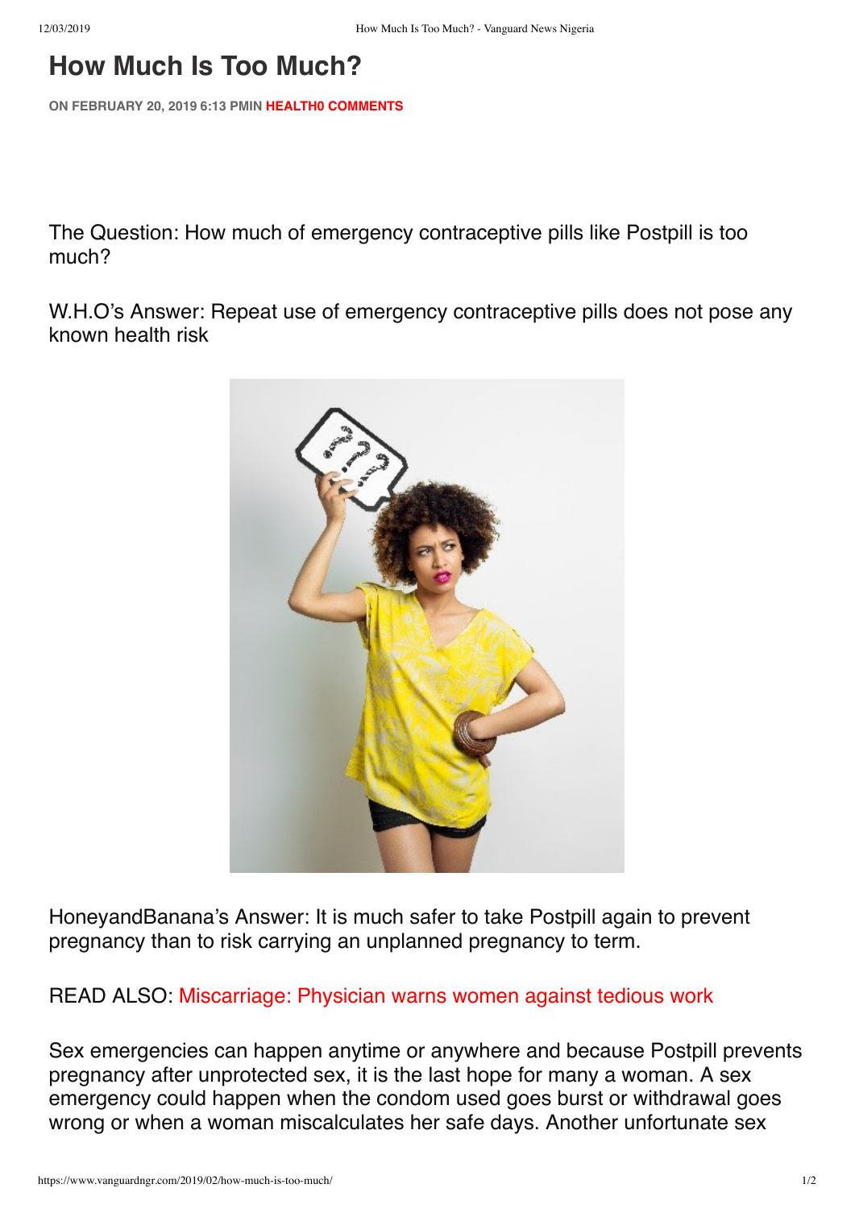# How Much Is Too Much?

**ON FEBRUARY 20, 2019 6:13 PMIN HEALTH0 COMMENTS**

The Question: How much of emergency contraceptive pills like Postpill is too much?

W.H.O's Answer: Repeat use of emergency contraceptive pills does not pose any known health risk

HoneyandBanana's Answer: It is much safer to take Postpill again to prevent pregnancy than to risk carrying an unplanned pregnancy to term.

READ ALSO: Miscarriage: Physician warns women against tedious work

Sex emergencies can happen anytime or anywhere and because Postpill prevents pregnancy after unprotected sex, it is the last hope for many a woman. A sex emergency could happen when the condom used goes burst or withdrawal goes wrong or when a woman miscalculates her safe days. Another unfortunate sex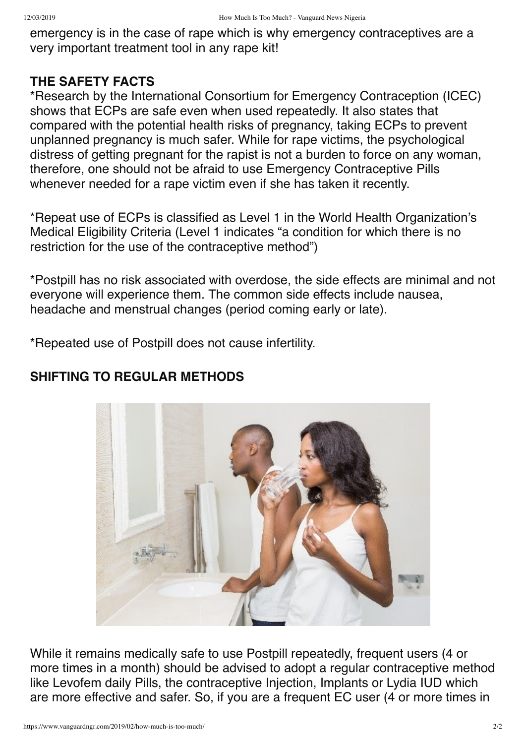emergency is in the case of rape which is why emergency contraceptives are a very important treatment tool in any rape kit!

## THE SAFETY FACTS

*Research by the International Consortium for Emergency Contraception (ICEC) shows that ECPs are safe even when used repeatedly. It also states that compared with the potential health risks of pregnancy, taking ECPs to prevent unplanned pregnancy is much safer. While for rape victims, the psychological distress of getting pregnant for the rapist is not a burden to force on any woman, therefore, one should not be afraid to use Emergency Contraceptive Pills whenever needed for a rape victim even if she has taken it recently.

*Repeat use of ECPs is classified as Level 1 in the World Health Organization's Medical Eligibility Criteria (Level 1 indicates "a condition for which there is no restriction for the use of the contraceptive method")

*Postpill has no risk associated with overdose, the side effects are minimal and not everyone will experience them. The common side effects include nausea, headache and menstrual changes (period coming early or late).

*Repeated use of Postpill does not cause infertility.

## SHIFTING TO REGULAR METHODS

While it remains medically safe to use Postpill repeatedly, frequent users (4 or more times in a month) should be advised to adopt a regular contraceptive method like Levofem daily Pills, the contraceptive Injection, Implants or Lydia IUD which are more effective and safer. So, if you are a frequent EC user (4 or more times in